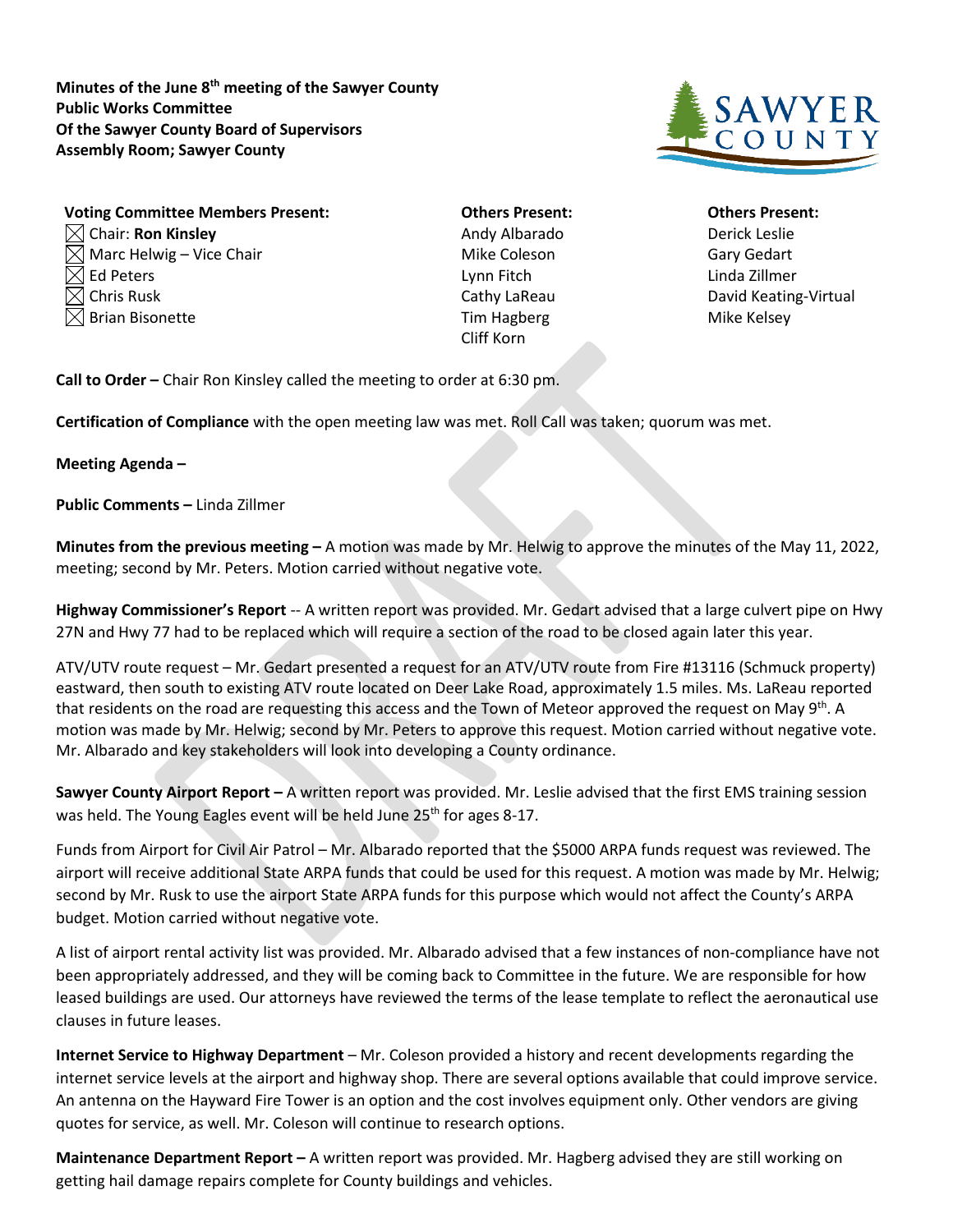**Minutes of the June 8th meeting of the Sawyer County Public Works Committee Of the Sawyer County Board of Supervisors Assembly Room; Sawyer County**

**Voting Committee Members Present:**

- ☒ Chair: **Ron Kinsley**
- ☒ Marc Helwig – Vice Chair
- ☒ Ed Peters
- ☒ Chris Rusk
- ☒ Brian Bisonette

**Others Present:**

Andy Albarado
Mike Coleson
Lynn Fitch
Cathy LaReau
Tim Hagberg
Cliff Korn

**Others Present:**

Derick Leslie
Gary Gedart
Linda Zillmer
David Keating-Virtual
Mike Kelsey

**Call to Order –** Chair Ron Kinsley called the meeting to order at 6:30 pm.

**Certification of Compliance** with the open meeting law was met. Roll Call was taken; quorum was met.

**Meeting Agenda –**

**Public Comments –** Linda Zillmer

**Minutes from the previous meeting –** A motion was made by Mr. Helwig to approve the minutes of the May 11, 2022, meeting; second by Mr. Peters. Motion carried without negative vote.

**Highway Commissioner's Report** -- A written report was provided. Mr. Gedart advised that a large culvert pipe on Hwy 27N and Hwy 77 had to be replaced which will require a section of the road to be closed again later this year.

ATV/UTV route request – Mr. Gedart presented a request for an ATV/UTV route from Fire #13116 (Schmuck property) eastward, then south to existing ATV route located on Deer Lake Road, approximately 1.5 miles. Ms. LaReau reported that residents on the road are requesting this access and the Town of Meteor approved the request on May 9th. A motion was made by Mr. Helwig; second by Mr. Peters to approve this request. Motion carried without negative vote. Mr. Albarado and key stakeholders will look into developing a County ordinance.

**Sawyer County Airport Report –** A written report was provided. Mr. Leslie advised that the first EMS training session was held. The Young Eagles event will be held June 25th for ages 8-17.

Funds from Airport for Civil Air Patrol – Mr. Albarado reported that the $5000 ARPA funds request was reviewed. The airport will receive additional State ARPA funds that could be used for this request. A motion was made by Mr. Helwig; second by Mr. Rusk to use the airport State ARPA funds for this purpose which would not affect the County's ARPA budget. Motion carried without negative vote.

A list of airport rental activity list was provided. Mr. Albarado advised that a few instances of non-compliance have not been appropriately addressed, and they will be coming back to Committee in the future. We are responsible for how leased buildings are used. Our attorneys have reviewed the terms of the lease template to reflect the aeronautical use clauses in future leases.

**Internet Service to Highway Department** – Mr. Coleson provided a history and recent developments regarding the internet service levels at the airport and highway shop. There are several options available that could improve service. An antenna on the Hayward Fire Tower is an option and the cost involves equipment only. Other vendors are giving quotes for service, as well. Mr. Coleson will continue to research options.

**Maintenance Department Report –** A written report was provided. Mr. Hagberg advised they are still working on getting hail damage repairs complete for County buildings and vehicles.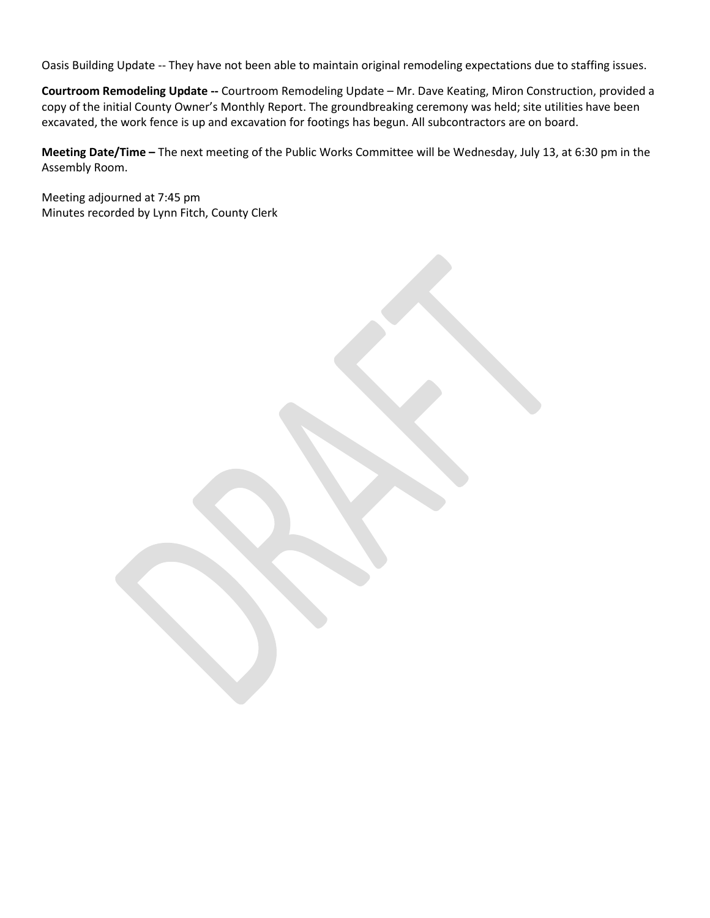Oasis Building Update -- They have not been able to maintain original remodeling expectations due to staffing issues.

**Courtroom Remodeling Update --** Courtroom Remodeling Update – Mr. Dave Keating, Miron Construction, provided a copy of the initial County Owner's Monthly Report. The groundbreaking ceremony was held; site utilities have been excavated, the work fence is up and excavation for footings has begun. All subcontractors are on board.

**Meeting Date/Time –** The next meeting of the Public Works Committee will be Wednesday, July 13, at 6:30 pm in the Assembly Room.

Meeting adjourned at 7:45 pm
Minutes recorded by Lynn Fitch, County Clerk

DRAFT